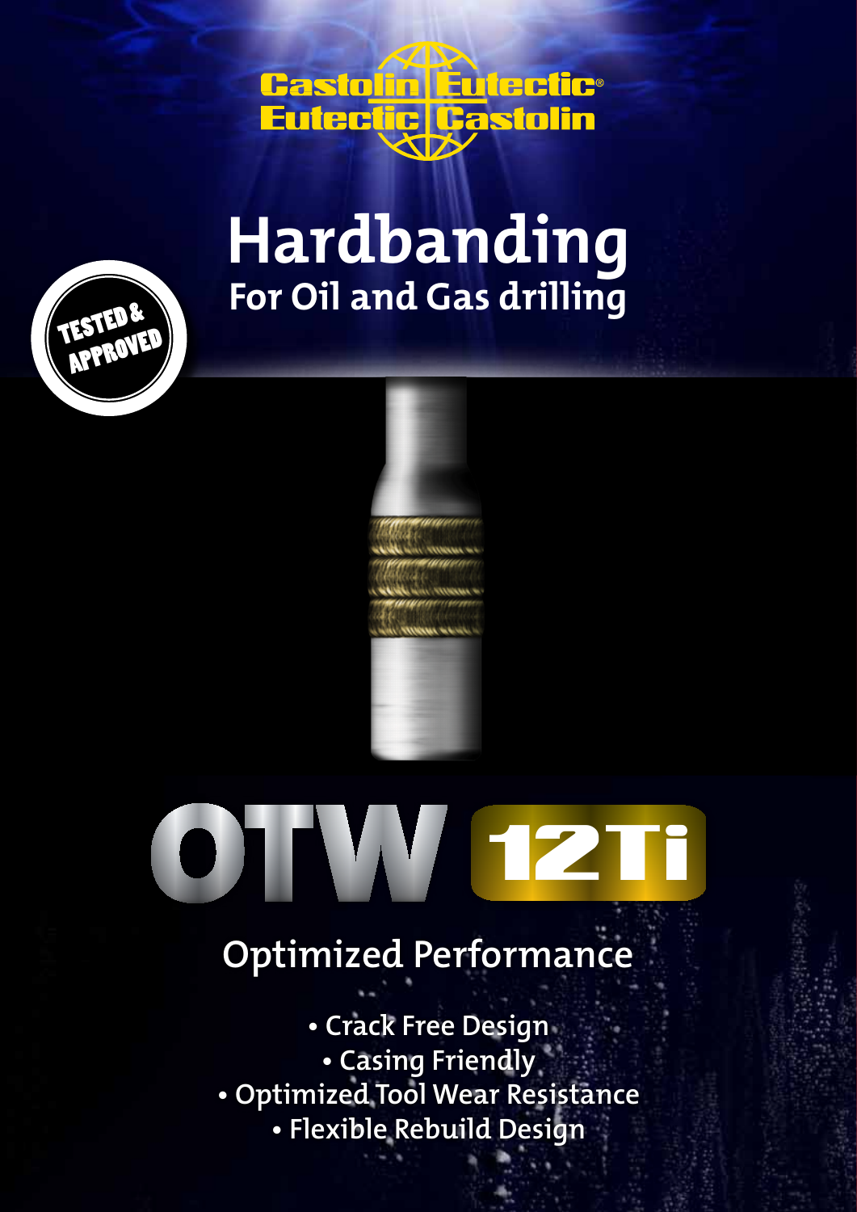Castolin Eutectic
Eutectic Castolin

# Hardbanding

## For Oil and Gas drilling

TESTED & APPROVED

# OTW 12Ti

## Optimized Performance

- Crack Free Design
- Casing Friendly
- Optimized Tool Wear Resistance
- Flexible Rebuild Design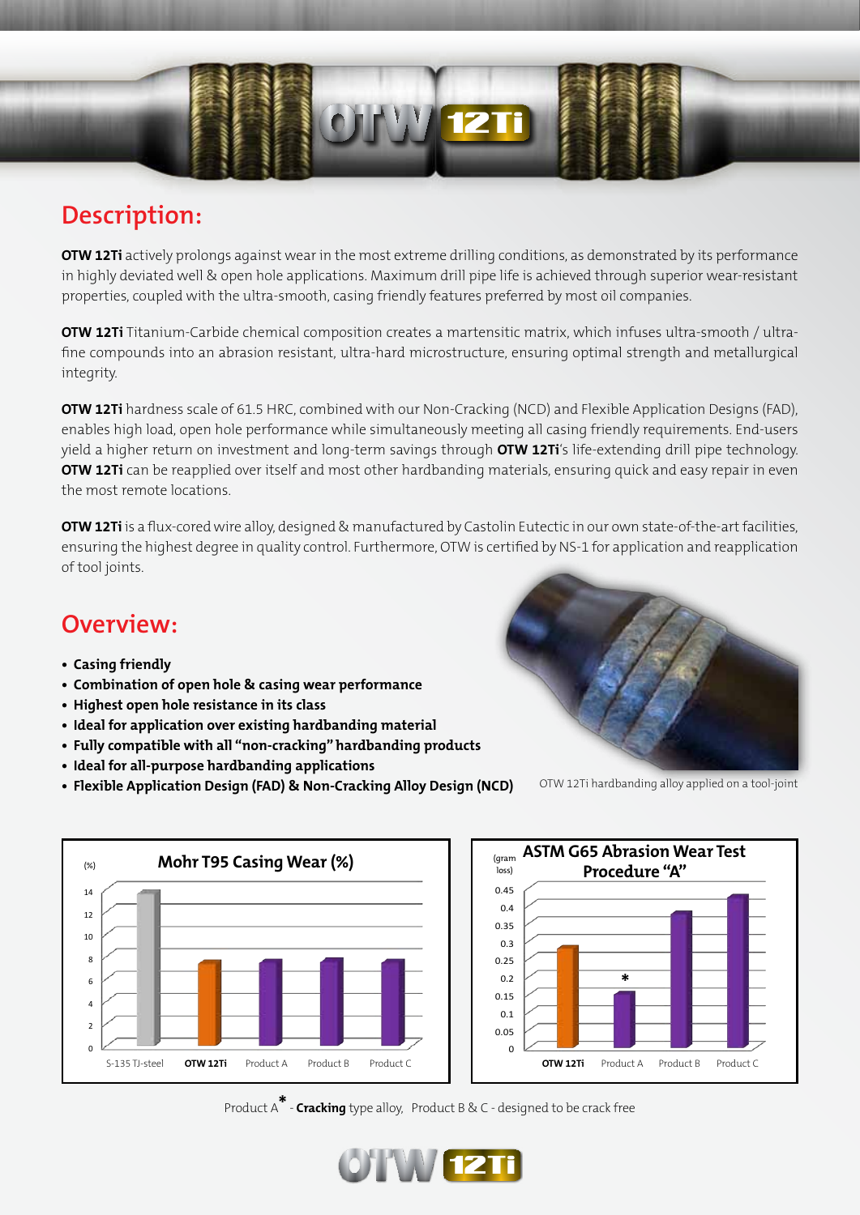## Description:

**OTW 12Ti** actively prolongs against wear in the most extreme drilling conditions, as demonstrated by its performance in highly deviated well & open hole applications. Maximum drill pipe life is achieved through superior wear-resistant properties, coupled with the ultra-smooth, casing friendly features preferred by most oil companies.

**OTW 12Ti** Titanium-Carbide chemical composition creates a martensitic matrix, which infuses ultra-smooth / ultra-fine compounds into an abrasion resistant, ultra-hard microstructure, ensuring optimal strength and metallurgical integrity.

**OTW 12Ti** hardness scale of 61.5 HRC, combined with our Non-Cracking (NCD) and Flexible Application Designs (FAD), enables high load, open hole performance while simultaneously meeting all casing friendly requirements. End-users yield a higher return on investment and long-term savings through **OTW 12Ti**'s life-extending drill pipe technology. **OTW 12Ti** can be reapplied over itself and most other hardbanding materials, ensuring quick and easy repair in even the most remote locations.

**OTW 12Ti** is a flux-cored wire alloy, designed & manufactured by Castolin Eutectic in our own state-of-the-art facilities, ensuring the highest degree in quality control. Furthermore, OTW is certified by NS-1 for application and reapplication of tool joints.

## Overview:

- **Casing friendly**
- **Combination of open hole & casing wear performance**
- **Highest open hole resistance in its class**
- **Ideal for application over existing hardbanding material**
- **Fully compatible with all "non-cracking" hardbanding products**
- **Ideal for all-purpose hardbanding applications**
- **Flexible Application Design (FAD) & Non-Cracking Alloy Design (NCD)**

OTW 12Ti hardbanding alloy applied on a tool-joint

**Mohr T95 Casing Wear (%)**

(%)
0
2
4
6
8
10
12
14

S-135 TJ-steel
**OTW 12Ti**
Product A
Product B
Product C

**ASTM G65 Abrasion Wear Test Procedure "A"**

(gram loss)
0
0.05
0.1
0.15
0.2
0.25
0.3
0.35
0.4
0.45

**OTW 12Ti**
Product A *
Product B
Product C

Product A* - **Cracking** type alloy, Product B & C - designed to be crack free